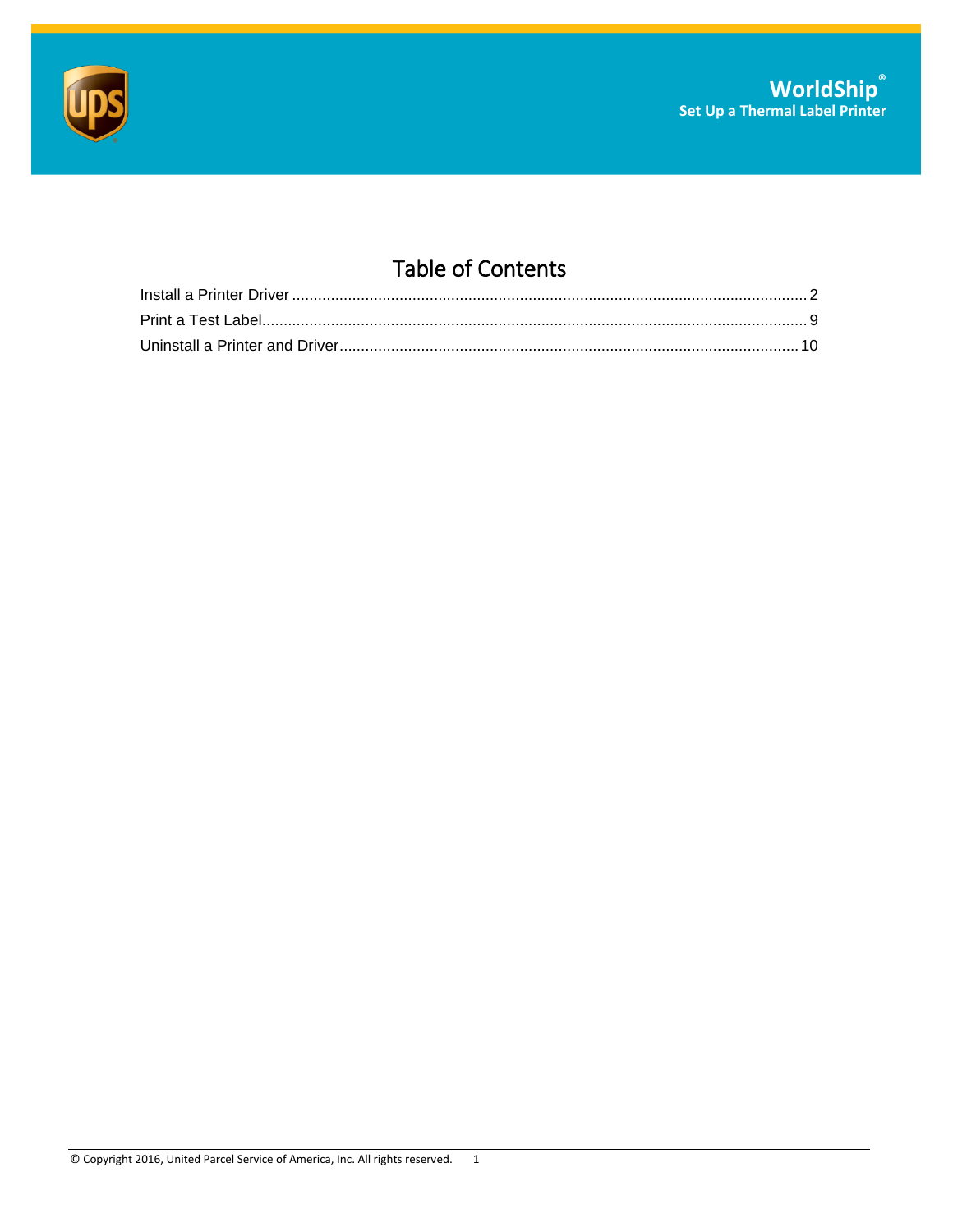# WorldShip®

## Set Up a Thermal Label Printer

## Table of Contents

Install a Printer Driver ........................................................................................................ 2

Print a Test Label.................................................................................................................. 9

Uninstall a Printer and Driver.............................................................................................. 10

© Copyright 2016, United Parcel Service of America, Inc. All rights reserved.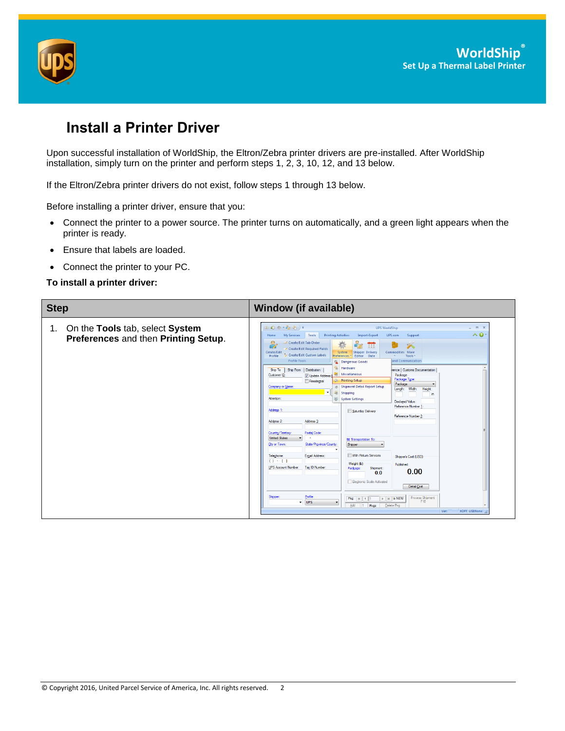## Install a Printer Driver

Upon successful installation of WorldShip, the Eltron/Zebra printer drivers are pre-installed. After WorldShip installation, simply turn on the printer and perform steps 1, 2, 3, 10, 12, and 13 below.

If the Eltron/Zebra printer drivers do not exist, follow steps 1 through 13 below.

Before installing a printer driver, ensure that you:

- Connect the printer to a power source. The printer turns on automatically, and a green light appears when the printer is ready.
- Ensure that labels are loaded.
- Connect the printer to your PC.

**To install a printer driver:**

| Step | Window (if available) |
|---|---|
| 1. On the **Tools** tab, select **System Preferences** and then **Printing Setup**. | |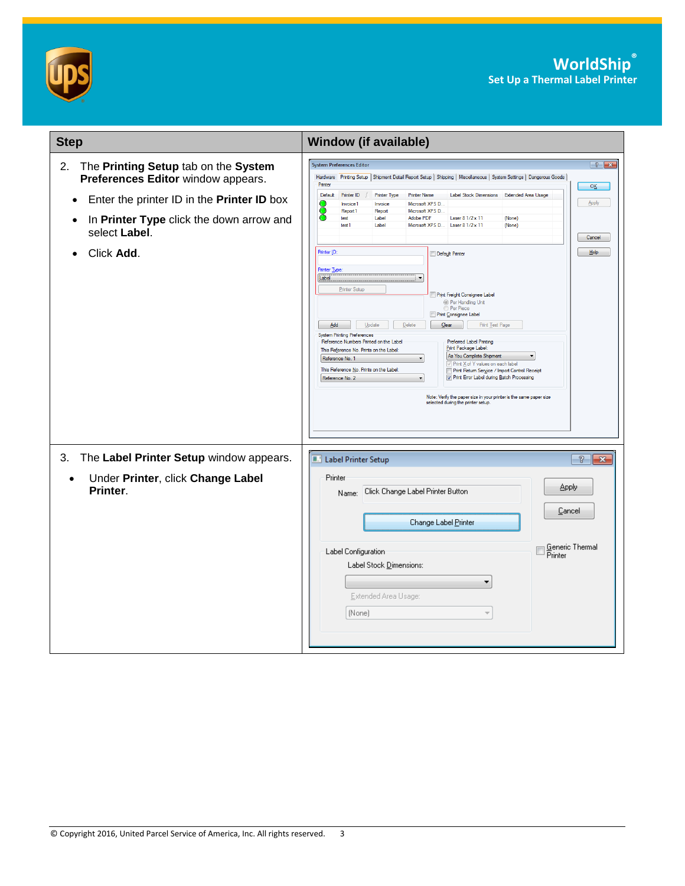| Step | Window (if available) |
| --- | --- |
| 2. The **Printing Setup** tab on the **System Preferences Editor** window appears. <br>• Enter the printer ID in the **Printer ID** box <br>• In **Printer Type** click the down arrow and select **Label**. <br>• Click **Add**. | |
| 3. The **Label Printer Setup** window appears. <br>• Under **Printer**, click **Change Label Printer**. | |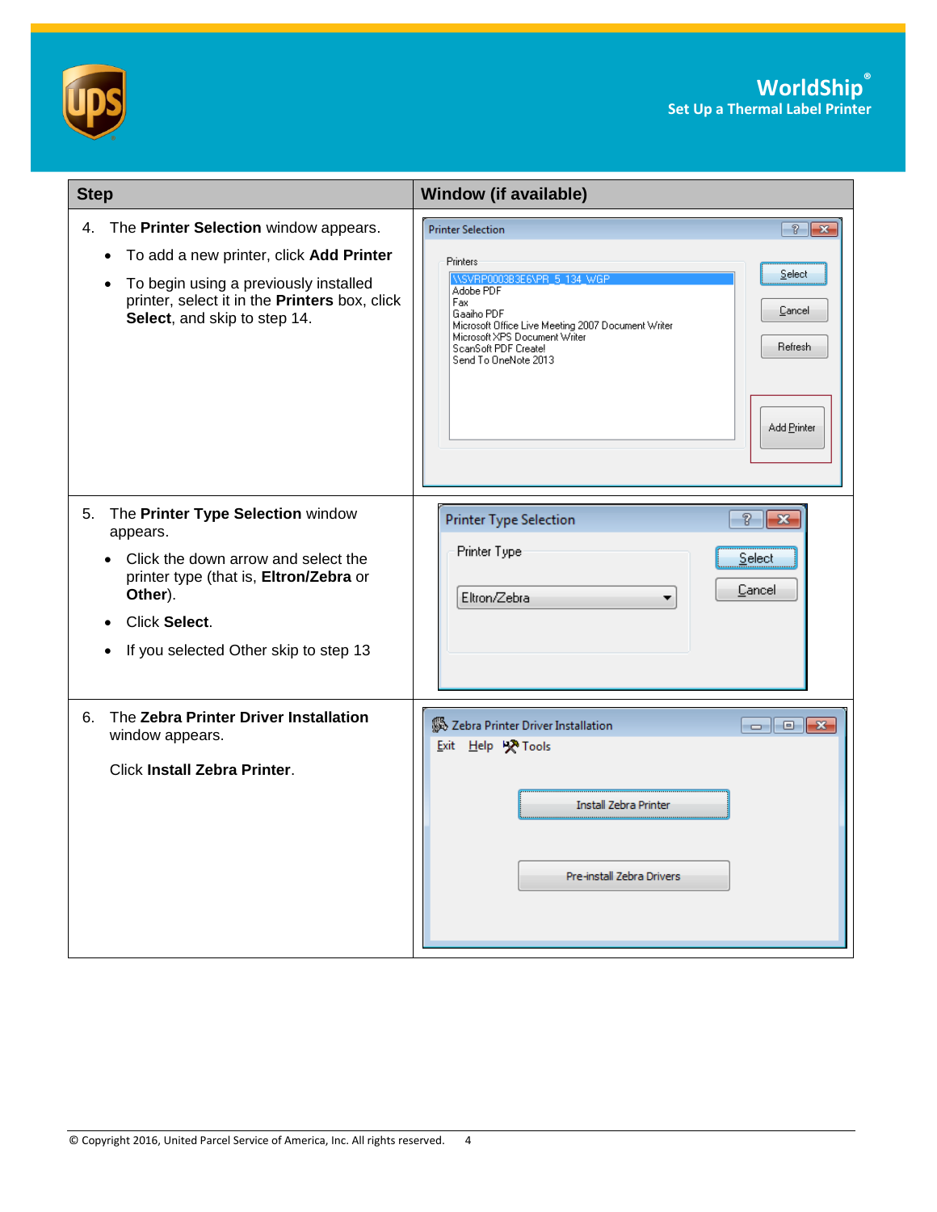| Step | Window (if available) |
|---|---|
| 4. The **Printer Selection** window appears.<br>• To add a new printer, click **Add Printer**<br>• To begin using a previously installed printer, select it in the **Printers** box, click **Select**, and skip to step 14. | |
| 5. The **Printer Type Selection** window appears.<br>• Click the down arrow and select the printer type (that is, **Eltron/Zebra** or **Other**).<br>• Click **Select**.<br>• If you selected Other skip to step 13 | |
| 6. The **Zebra Printer Driver Installation** window appears.<br><br>Click **Install Zebra Printer**. | |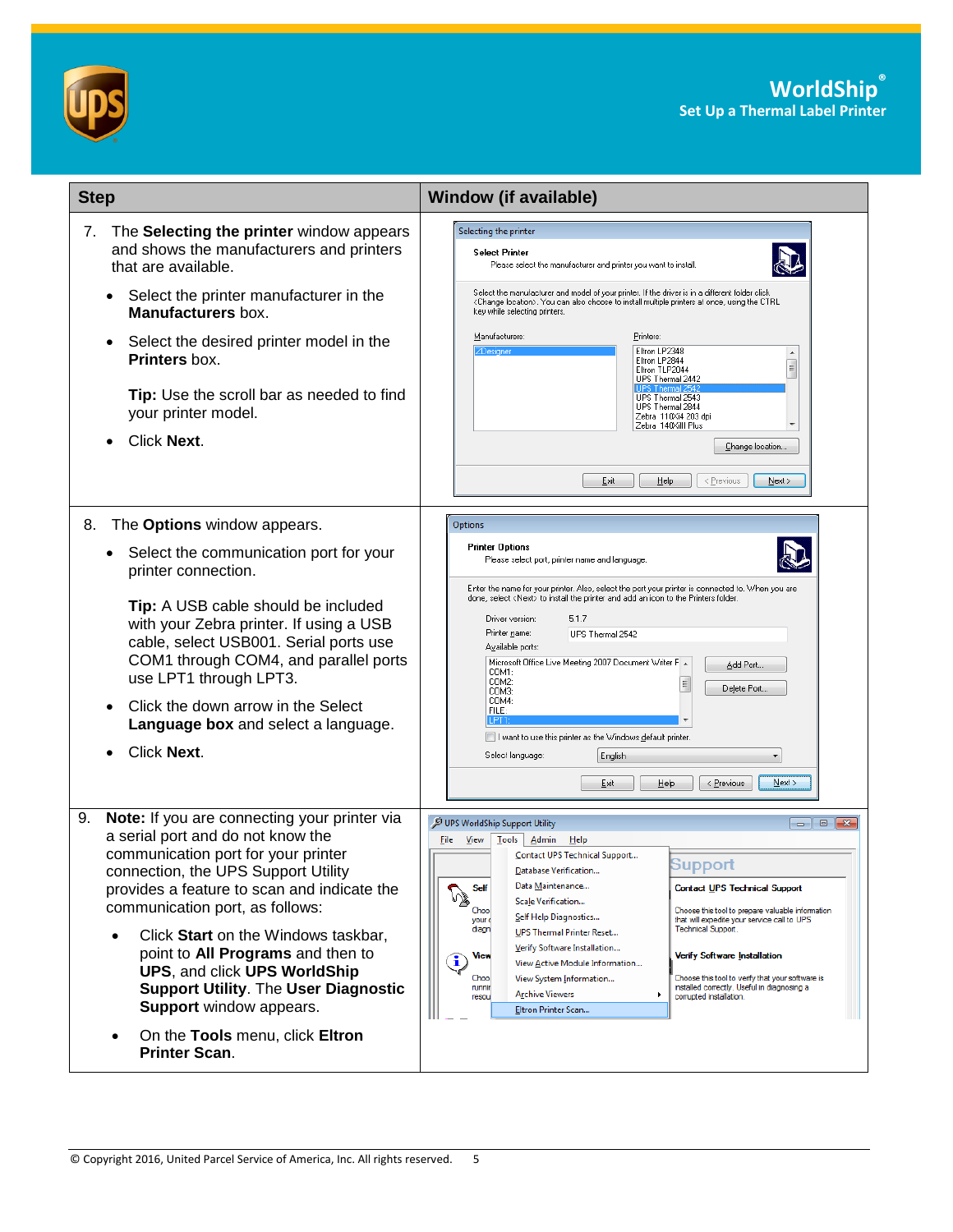| Step | Window (if available) |
|---|---|
| 7. The **Selecting the printer** window appears and shows the manufacturers and printers that are available. <br>• Select the printer manufacturer in the **Manufacturers** box.<br>• Select the desired printer model in the **Printers** box.<br><br>**Tip:** Use the scroll bar as needed to find your printer model.<br>• Click **Next**. | |
| 8. The **Options** window appears.<br>• Select the communication port for your printer connection.<br><br>**Tip:** A USB cable should be included with your Zebra printer. If using a USB cable, select USB001. Serial ports use COM1 through COM4, and parallel ports use LPT1 through LPT3.<br>• Click the down arrow in the Select **Language box** and select a language.<br>• Click **Next**. | |
| 9. **Note:** If you are connecting your printer via a serial port and do not know the communication port for your printer connection, the UPS Support Utility provides a feature to scan and indicate the communication port, as follows:<br>• Click **Start** on the Windows taskbar, point to **All Programs** and then to **UPS**, and click **UPS WorldShip Support Utility**. The **User Diagnostic Support** window appears.<br>• On the **Tools** menu, click **Eltron Printer Scan**. | |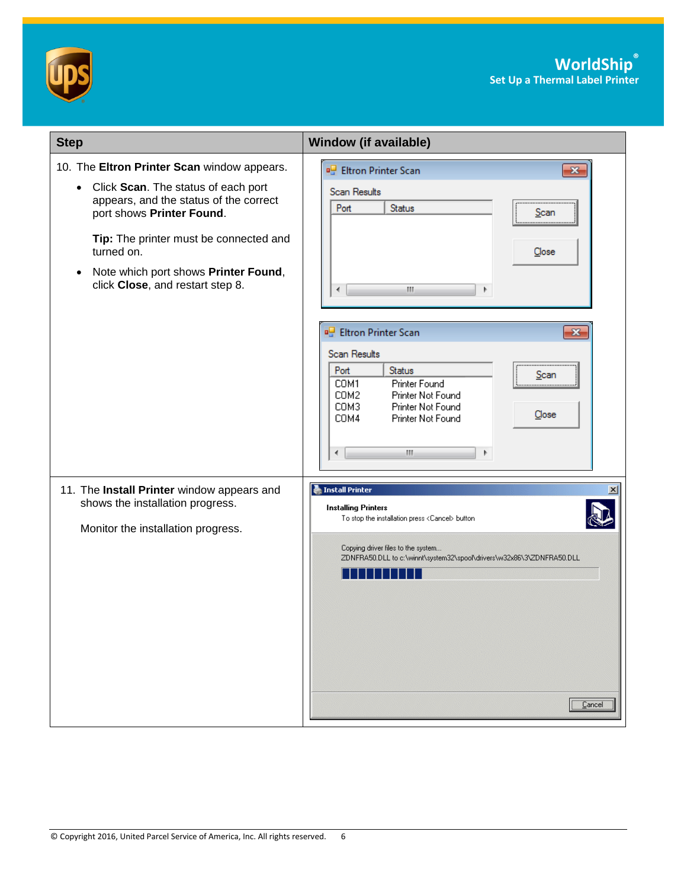| Step | Window (if available) |
|---|---|
| 10. The **Eltron Printer Scan** window appears.<br>• Click **Scan**. The status of each port appears, and the status of the correct port shows **Printer Found**.<br>**Tip:** The printer must be connected and turned on.<br>• Note which port shows **Printer Found**, click **Close**, and restart step 8. | |
| 11. The **Install Printer** window appears and shows the installation progress.<br>Monitor the installation progress. | |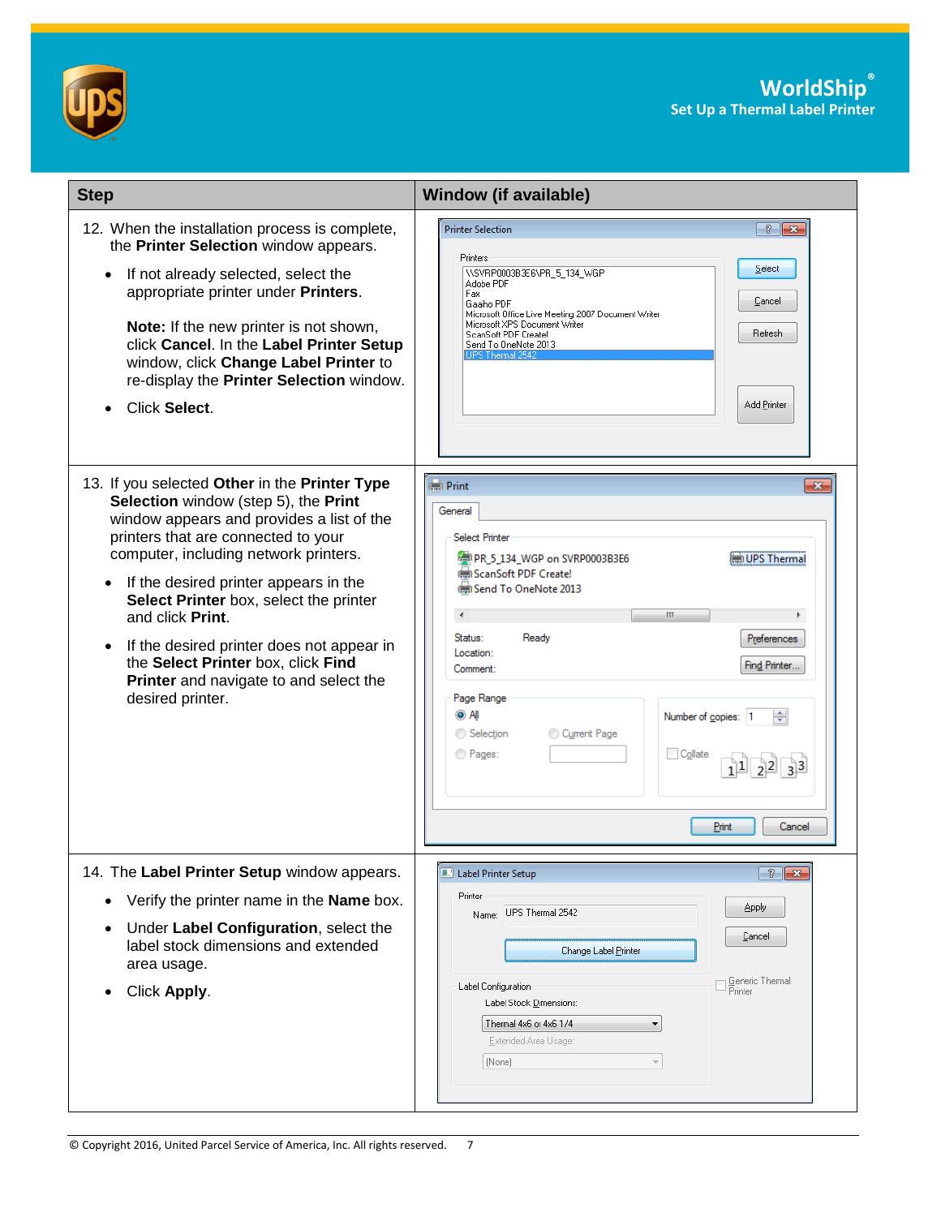| Step | Window (if available) |
|---|---|
| 12. When the installation process is complete, the **Printer Selection** window appears.<br>• If not already selected, select the appropriate printer under **Printers**.<br>**Note:** If the new printer is not shown, click **Cancel**. In the **Label Printer Setup** window, click **Change Label Printer** to re-display the **Printer Selection** window.<br>• Click **Select**. | |
| 13. If you selected **Other** in the **Printer Type Selection** window (step 5), the **Print** window appears and provides a list of the printers that are connected to your computer, including network printers.<br>• If the desired printer appears in the **Select Printer** box, select the printer and click **Print**.<br>• If the desired printer does not appear in the **Select Printer** box, click **Find Printer** and navigate to and select the desired printer. | |
| 14. The **Label Printer Setup** window appears.<br>• Verify the printer name in the **Name** box.<br>• Under **Label Configuration**, select the label stock dimensions and extended area usage.<br>• Click **Apply**. | |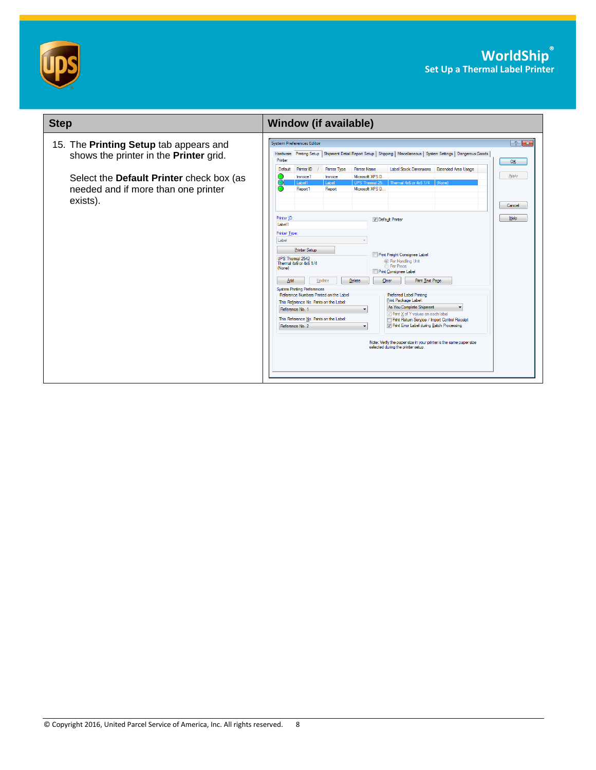| Step | Window (if available) |
| --- | --- |
| 15. The **Printing Setup** tab appears and shows the printer in the **Printer** grid.<br><br>Select the **Default Printer** check box (as needed and if more than one printer exists). | |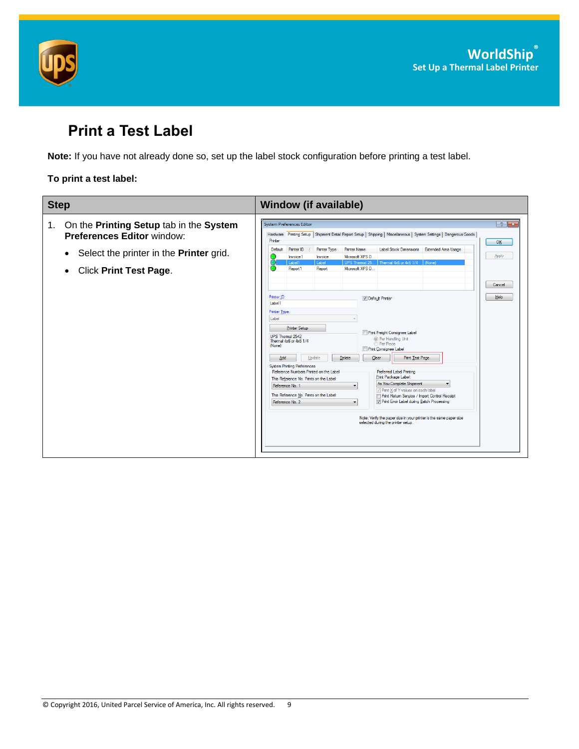## Print a Test Label

**Note:** If you have not already done so, set up the label stock configuration before printing a test label.

**To print a test label:**

| Step | Window (if available) |
| --- | --- |
| 1. On the **Printing Setup** tab in the **System Preferences Editor** window:<br>• Select the printer in the **Printer** grid.<br>• Click **Print Test Page**. | |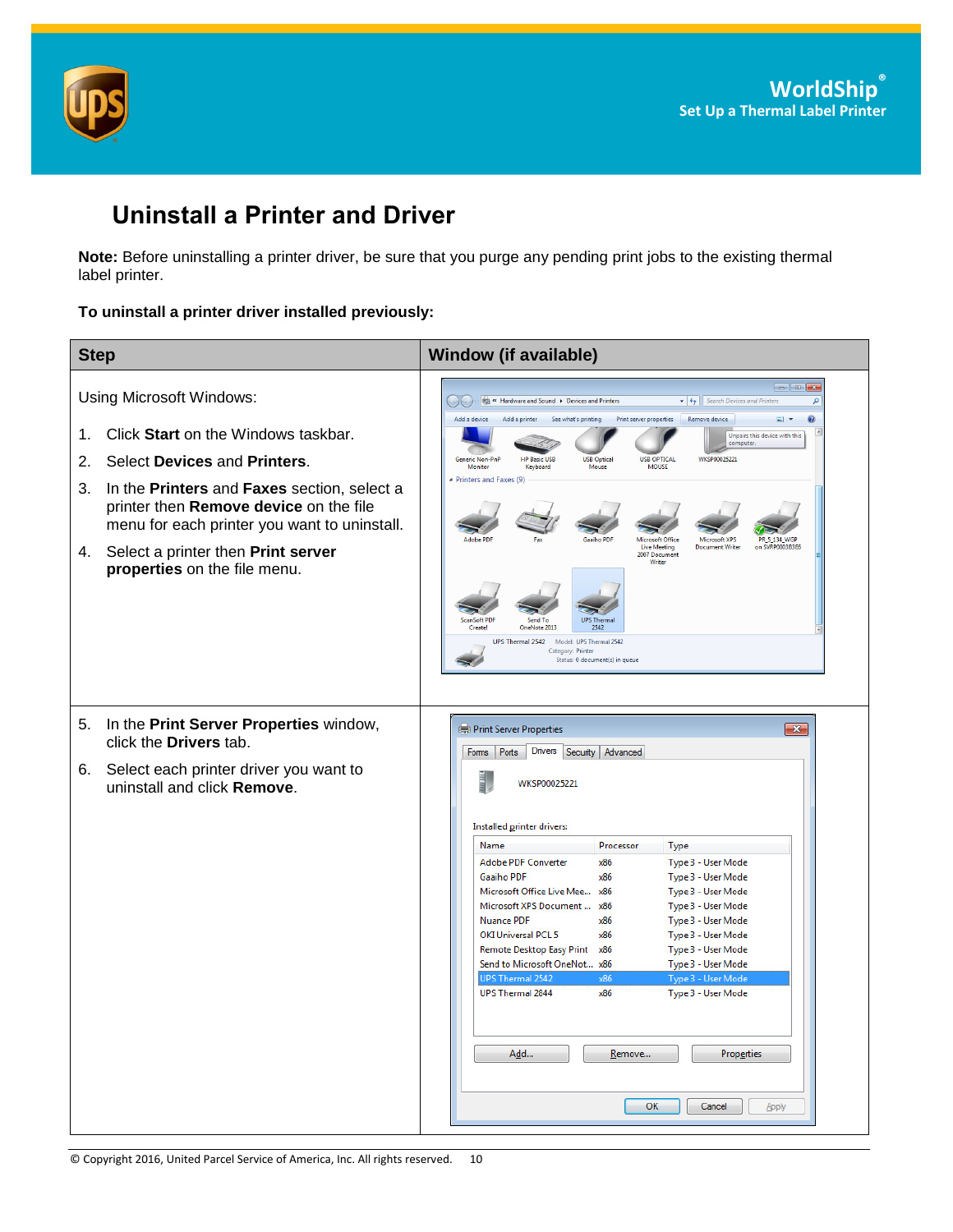# Uninstall a Printer and Driver

**Note:** Before uninstalling a printer driver, be sure that you purge any pending print jobs to the existing thermal label printer.

**To uninstall a printer driver installed previously:**

| Step | Window (if available) |
|---|---|
| Using Microsoft Windows:<br>1. Click **Start** on the Windows taskbar.<br>2. Select **Devices** and **Printers**.<br>3. In the **Printers** and **Faxes** section, select a printer then **Remove device** on the file menu for each printer you want to uninstall.<br>4. Select a printer then **Print server properties** on the file menu. | |
| 5. In the **Print Server Properties** window, click the **Drivers** tab.<br>6. Select each printer driver you want to uninstall and click **Remove**. | |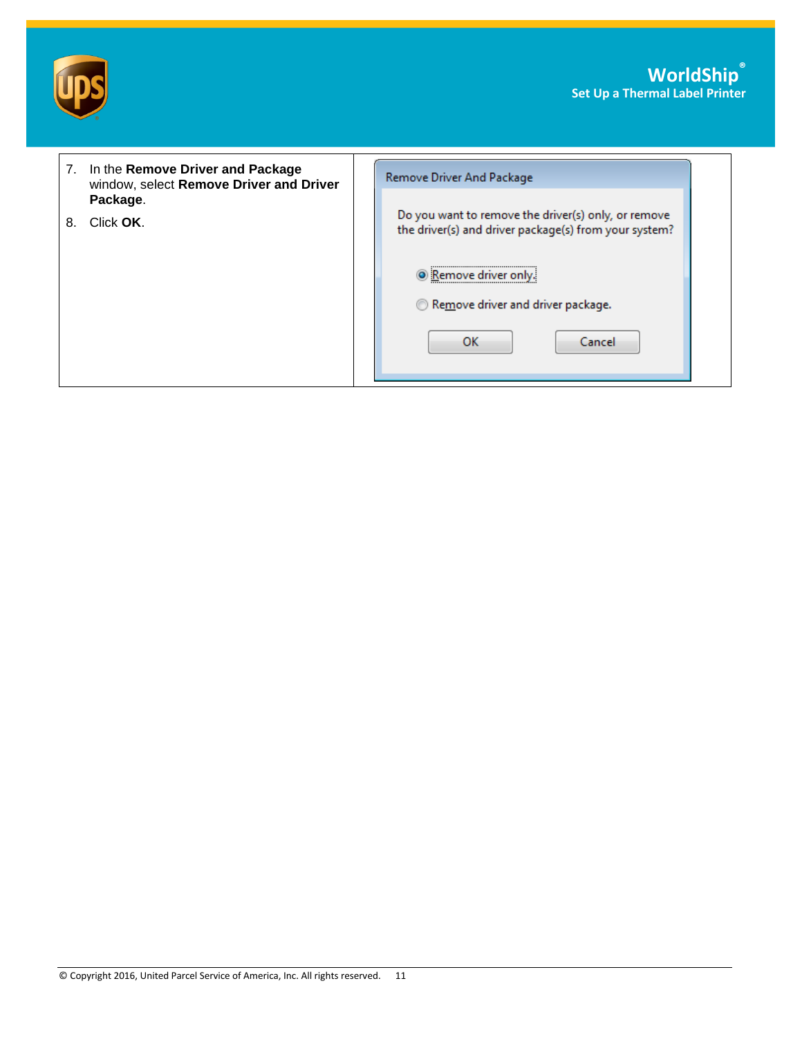| | |
|---|---|
| 7. In the **Remove Driver and Package** window, select **Remove Driver and Driver Package**.<br>8. Click **OK**. | Remove Driver And Package<br><br>Do you want to remove the driver(s) only, or remove the driver(s) and driver package(s) from your system?<br><br>Remove driver only.<br>Remove driver and driver package.<br><br>OK Cancel |

© Copyright 2016, United Parcel Service of America, Inc. All rights reserved.